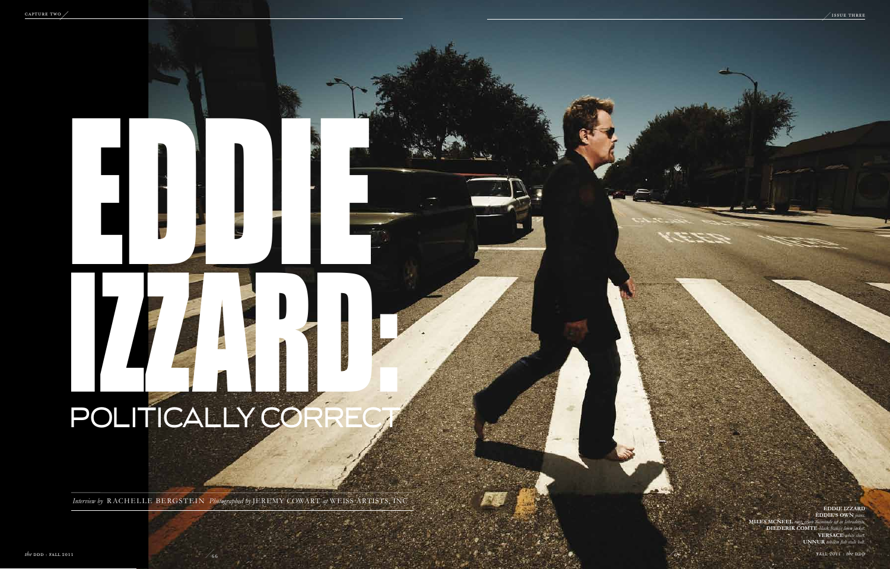# EDDIE IZZARD:

## POLITICALLY CORRECT

*Interview by* RACHELLE BERGSTEIN *Photographed by* JEREMY COWART *at* WEISS ARTISTS, INC.

**EDDIE IZZARD**
**EDDIE'S OWN** *jeans.*
**MILES MCNEEL** *ring, green diamonds set in labradorite.*
**DIEDERIK COMTE** *black francis linen jacket.*
**VERSACE** *white shirt.*
**UNNUR** *tobacco fish scale belt.*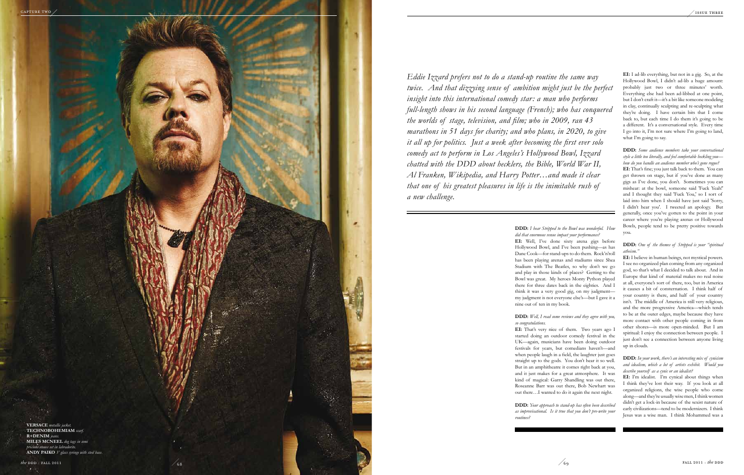*Eddie Izzard prefers not to do a stand-up routine the same way twice. And that dizzying sense of ambition might just be the perfect insight into this international comedy star: a man who performs full-length shows in his second language (French); who has conquered the worlds of stage, television, and film; who in 2009, ran 43 marathons in 51 days for charity; and who plans, in 2020, to give it all up for politics. Just a week after becoming the first ever solo comedy act to perform in Los Angeles's Hollywood Bowl, Izzard chatted with the DDD about hecklers, the Bible, World War II, Al Franken, Wikipedia, and Harry Potter…and made it clear that one of his greatest pleasures in life is the inimitable rush of a new challenge.*

**DDD:** *I hear Stripped to the Bowl was wonderful. How did that enormous venue impact your performance?*

**EI:** Well, I've done sixty arena gigs before Hollywood Bowl, and I've been pushing—as has Dane Cook—for stand-ups to do them. Rock'n'roll has been playing arenas and stadiums since Shea Stadium with The Beatles, so why don't we go and play in those kinds of places? Getting to the Bowl was great. My heroes Monty Python played there for three dates back in the eighties. And I think it was a very good gig, on my judgment—my judgment is not everyone else's—but I gave it a nine out of ten in my book.

**DDD:** *Well, I read some reviews and they agree with you, so congratulations.*

**EI:** That's very nice of them. Two years ago I started doing an outdoor comedy festival in the UK—again, musicians have been doing outdoor festivals for years, but comedians haven't—and when people laugh in a field, the laughter just goes straight up to the gods. You don't hear it so well. But in an amphitheatre it comes right back at you, and it just makes for a great atmosphere. It was kind of magical: Garry Shandling was out there, Roseanne Barr was out there, Bob Newhart was out there…I wanted to do it again the next night.

**DDD:** *Your approach to stand-up has often been described as improvisational. Is it true that you don't pre-write your routines?*

**EI:** I ad-lib everything, but not in a gig. So, at the Hollywood Bowl, I didn't ad-lib a huge amount: probably just two or three minutes' worth. Everything else had been ad-libbed at one point, but I don't craft it—it's a bit like someone modeling in clay, continually sculpting and re-sculpting what they're doing. I have certain bits that I come back to, but each time I do them it's going to be a different. It's a conversational style. Every time I go into it, I'm not sure where I'm going to land, what I'm going to say.

**DDD:** *Some audience members take your conversational style a little too literally, and feel comfortable heckling you—how do you handle an audience member who's gone rogue?*

**EI:** That's fine; you just talk back to them. You can get thrown on stage, but if you've done as many gigs as I've done, you don't. Sometimes you can mishear: at the bowl, someone said 'Fuck Yeah!' and I thought they said 'Fuck You,' so I sort of laid into him when I should have just said 'Sorry, I didn't hear you'. I tweeted an apology. But generally, once you've gotten to the point in your career where you're playing arenas or Hollywood Bowls, people tend to be pretty positive towards you.

**DDD:** *One of the themes of Stripped is your "spiritual atheism."*

**EI:** I believe in human beings, not mystical powers. I see no organized plan coming from any organized god, so that's what I decided to talk about. And in Europe that kind of material makes no real noise at all, everyone's sort of there, too, but in America it causes a bit of consternation. I think half of your country is there, and half of your country isn't. The middle of America is still very religious, and the more progressive America—which tends to be at the outer edges, maybe because they have more contact with other people coming in from other shores—is more open-minded. But I am spiritual: I enjoy the connection between people. I just don't see a connection between anyone living up in clouds.

**DDD:** *In your work, there's an interesting mix of cynicism and idealism, which a lot of artists exhibit. Would you describe yourself as a cynic or an idealist?*

**EI:** I'm idealist. I'm cynical about things when I think they've lost their way. If you look at all organized religions, the wise people who come along—and they're usually wise men, I think women didn't get a lock-in because of the sexist nature of early civilizations—tend to be modernizers. I think Jesus was a wise man. I think Mohammed was a

**VERSACE** *metallic jacket.*
**TECHNOBOHEMIAM** *scarf.*
**R+DENIM** *jeans.*
**MILES MCNEEL** *dog tags in semi precious stones set in labradorite.*
**ANDY PAIKO** *3' glass syringe with steel base.*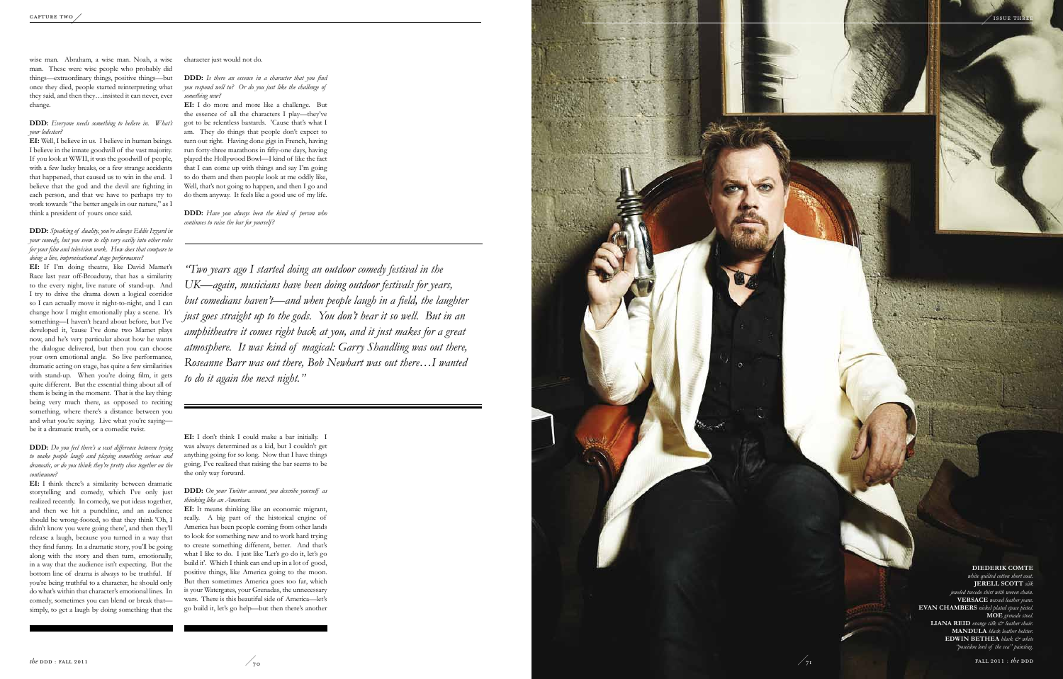wise man. Abraham, a wise man. Noah, a wise man. These were wise people who probably did things—extraordinary things, positive things—but once they died, people started reinterpreting what they said, and then they…insisted it can never, ever change.

**DDD:** *Everyone needs something to believe in. What's your lodestar?*

**EI:** Well, I believe in us. I believe in human beings. I believe in the innate goodwill of the vast majority. If you look at WWII, it was the goodwill of people, with a few lucky breaks, or a few strange accidents that happened, that caused us to win in the end. I believe that the god and the devil are fighting in each person, and that we have to perhaps try to work towards "the better angels in our nature," as I think a president of yours once said.

**DDD:** *Speaking of duality, you're always Eddie Izzard in your comedy, but you seem to slip very easily into other roles for your film and television work. How does that compare to doing a live, improvisational stage performance?*

**EI:** If I'm doing theatre, like David Mamet's Race last year off-Broadway, that has a similarity to the every night, live nature of stand-up. And I try to drive the drama down a logical corridor so I can actually move it night-to-night, and I can change how I might emotionally play a scene. It's something—I haven't heard about before, but I've developed it, 'cause I've done two Mamet plays now, and he's very particular about how he wants the dialogue delivered, but then you can choose your own emotional angle. So live performance, dramatic acting on stage, has quite a few similarities with stand-up. When you're doing film, it gets quite different. But the essential thing about all of them is being in the moment. That is the key thing: being very much there, as opposed to reciting something, where there's a distance between you and what you're saying. Live what you're saying—be it a dramatic truth, or a comedic twist.

**DDD:** *Do you feel there's a vast difference between trying to make people laugh and playing something serious and dramatic, or do you think they're pretty close together on the continuum?*

**EI:** I think there's a similarity between dramatic storytelling and comedy, which I've only just realized recently. In comedy, we put ideas together, and then we hit a punchline, and an audience should be wrong-footed, so that they think 'Oh, I didn't know you were going there', and then they'll release a laugh, because you turned in a way that they find funny. In a dramatic story, you'll be going along with the story and then turn, emotionally, in a way that the audience isn't expecting. But the bottom line of drama is always to be truthful. If you're being truthful to a character, he should only do what's within that character's emotional lines. In comedy, sometimes you can blend or break that—simply, to get a laugh by doing something that the character just would not do.

**DDD:** *Is there an essence in a character that you find you respond well to? Or do you just like the challenge of something new?*

**EI:** I do more and more like a challenge. But the essence of all the characters I play—they've got to be relentless bastards. 'Cause that's what I am. They do things that people don't expect to turn out right. Having done gigs in French, having run forty-three marathons in fifty-one days, having played the Hollywood Bowl—I kind of like the fact that I can come up with things and say I'm going to do them and then people look at me oddly like, Well, that's not going to happen, and then I go and do them anyway. It feels like a good use of my life.

**DDD:** *Have you always been the kind of person who continues to raise the bar for yourself?*

> *"Two years ago I started doing an outdoor comedy festival in the UK—again, musicians have been doing outdoor festivals for years, but comedians haven't—and when people laugh in a field, the laughter just goes straight up to the gods. You don't hear it so well. But in an amphitheatre it comes right back at you, and it just makes for a great atmosphere. It was kind of magical: Garry Shandling was out there, Roseanne Barr was out there, Bob Newhart was out there…I wanted to do it again the next night."*

**EI:** I don't think I could make a bar initially. I was always determined as a kid, but I couldn't get anything going for so long. Now that I have things going, I've realized that raising the bar seems to be the only way forward.

**DDD:** *On your Twitter account, you describe yourself as thinking like an American.*

**EI:** It means thinking like an economic migrant, really. A big part of the historical engine of America has been people coming from other lands to look for something new and to work hard trying to create something different, better. And that's what I like to do. I just like 'Let's go do it, let's go build it'. Which I think can end up in a lot of good, positive things, like America going to the moon. But then sometimes America goes too far, which is your Watergates, your Grenadas, the unnecessary wars. There is this beautiful side of America—let's go build it, let's go help—but then there's another

**DIEDERIK COMTE** *white quilted cotton short coat.* **JERELL SCOTT** *silk jeweled tuxedo shirt with woven chain.* **VERSACE** *waxed leather jeans.* **EVAN CHAMBERS** *nickel plated space pistol.* **MOE** *grenade stool.* **LIANA REID** *orange silk & leather chair.* **MANDULA** *black leather bolster.* **EDWIN BETHEA** *black & white "poseidon lord of the sea" painting.*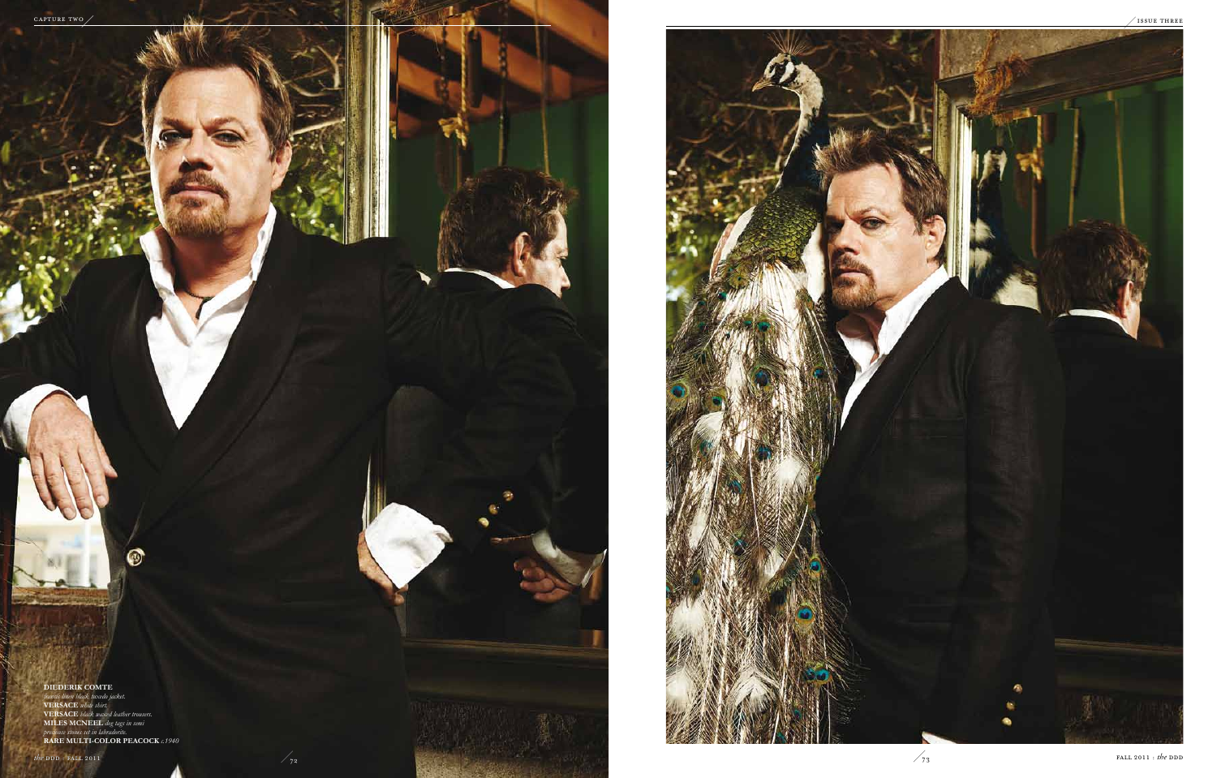**DIEDERIK COMTE** *jouras linen black tuxedo jacket.*
**VERSACE** *white shirt.*
**VERSACE** *black waxed leather trousers.*
**MILES MCNEEL** *dog tags in semi precious stones set in labradorite.*
**RARE MULTI-COLOR PEACOCK** *c.1940*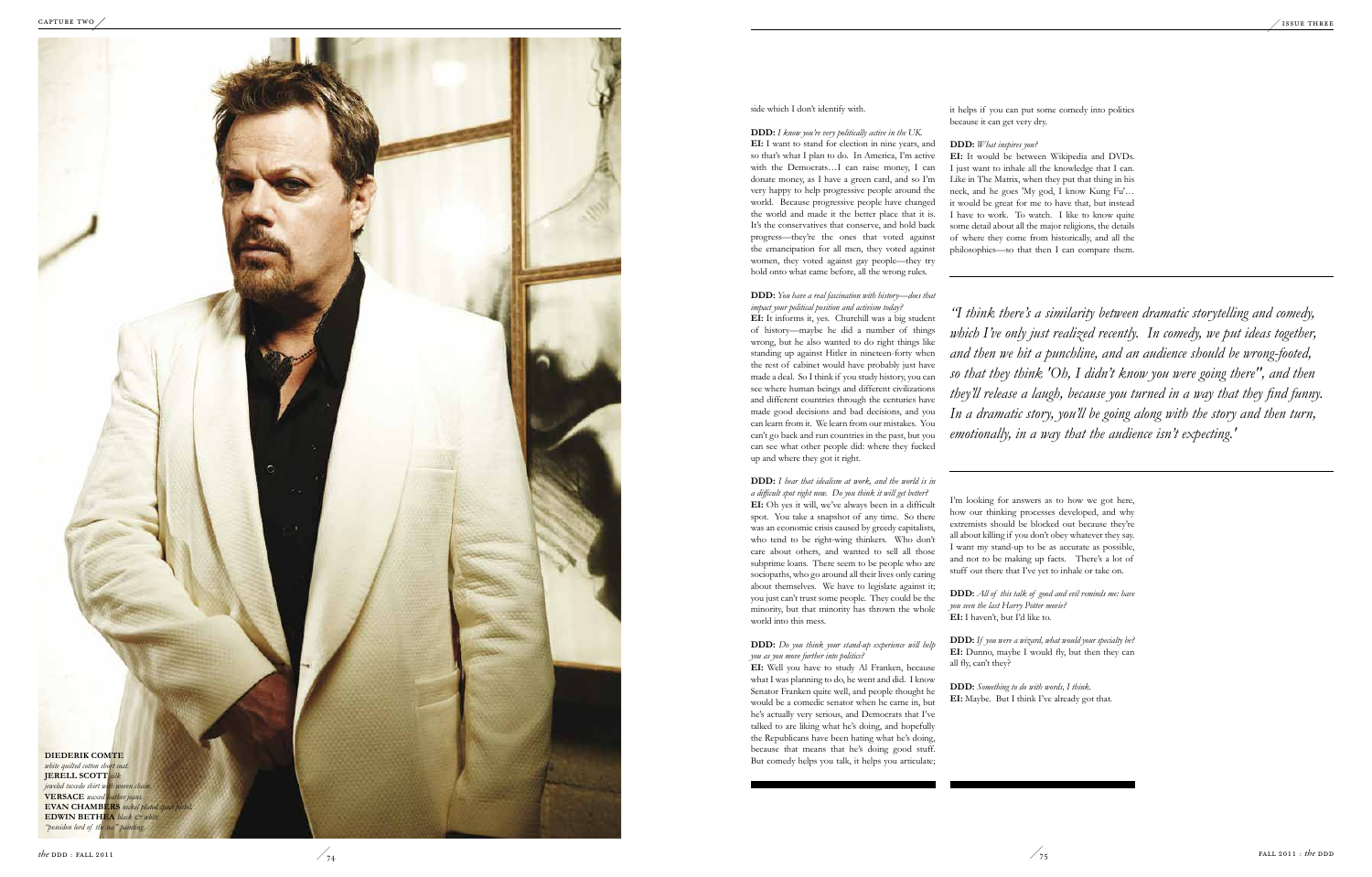**DIEDERIK COMTE** *white quilted cotton short coat.*
**JERELL SCOTT** *silk jeweled tuxedo shirt with woven chain.*
**VERSACE** *waxed leather jeans.*
**EVAN CHAMBERS** *nickel plated spoon pistol.*
**EDWIN BETHEA** *black & white "poseidon lord of the sea" painting.*

side which I don't identify with.

**DDD:** *I know you're very politically active in the UK.*
**EI:** I want to stand for election in nine years, and so that's what I plan to do. In America, I'm active with the Democrats…I can raise money, I can donate money, as I have a green card, and so I'm very happy to help progressive people around the world. Because progressive people have changed the world and made it the better place that it is. It's the conservatives that conserve, and hold back progress—they're the ones that voted against the emancipation for all men, they voted against women, they voted against gay people—they try hold onto what came before, all the wrong rules.

**DDD:** *You have a real fascination with history—does that impact your political position and activism today?*
**EI:** It informs it, yes. Churchill was a big student of history—maybe he did a number of things wrong, but he also wanted to do right things like standing up against Hitler in nineteen-forty when the rest of cabinet would have probably just have made a deal. So I think if you study history, you can see where human beings and different civilizations and different countries through the centuries have made good decisions and bad decisions, and you can learn from it. We learn from our mistakes. You can't go back and run countries in the past, but you can see what other people did: where they fucked up and where they got it right.

**DDD:** *I hear that idealism at work, and the world is in a difficult spot right now. Do you think it will get better?*
**EI:** Oh yes it will, we've always been in a difficult spot. You take a snapshot of any time. So there was an economic crisis caused by greedy capitalists, who tend to be right-wing thinkers. Who don't care about others, and wanted to sell all those subprime loans. There seem to be people who are sociopaths, who go around all their lives only caring about themselves. We have to legislate against it; you just can't trust some people. They could be the minority, but that minority has thrown the whole world into this mess.

**DDD:** *Do you think your stand-up experience will help you as you move further into politics?*
**EI:** Well you have to study Al Franken, because what I was planning to do, he went and did. I know Senator Franken quite well, and people thought he would be a comedic senator when he came in, but he's actually very serious, and Democrats that I've talked to are liking what he's doing, and hopefully the Republicans have been hating what he's doing, because that means that he's doing good stuff. But comedy helps you talk, it helps you articulate; it helps if you can put some comedy into politics because it can get very dry.

**DDD:** *What inspires you?*
**EI:** It would be between Wikipedia and DVDs. I just want to inhale all the knowledge that I can. Like in The Matrix, when they put that thing in his neck, and he goes 'My god, I know Kung Fu'… it would be great for me to have that, but instead I have to work. To watch. I like to know quite some detail about all the major religions, the details of where they come from historically, and all the philosophies—so that then I can compare them.

> *"I think there's a similarity between dramatic storytelling and comedy, which I've only just realized recently. In comedy, we put ideas together, and then we hit a punchline, and an audience should be wrong-footed, so that they think 'Oh, I didn't know you were going there", and then they'll release a laugh, because you turned in a way that they find funny. In a dramatic story, you'll be going along with the story and then turn, emotionally, in a way that the audience isn't expecting.'*

I'm looking for answers as to how we got here, how our thinking processes developed, and why extremists should be blocked out because they're all about killing if you don't obey whatever they say. I want my stand-up to be as accurate as possible, and not to be making up facts. There's a lot of stuff out there that I've yet to inhale or take on.

**DDD:** *All of this talk of good and evil reminds me: have you seen the last Harry Potter movie?*
**EI:** I haven't, but I'd like to.

**DDD:** *If you were a wizard, what would your specialty be?*
**EI:** Dunno, maybe I would fly, but then they can all fly, can't they?

**DDD:** *Something to do with words, I think.*
**EI:** Maybe. But I think I've already got that.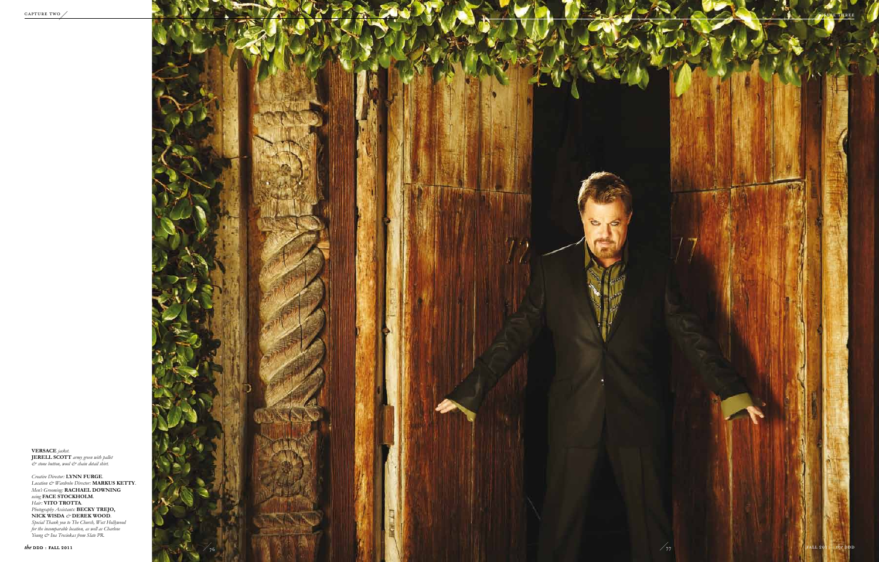**VERSACE** *jacket.*
**JERELL SCOTT** *army green with pallet & stone button, wool & chain detail shirt.*

*Creative Director:* **LYNN FURGE**.
*Location & Wardrobe Director:* **MARKUS KETTY**.
*Men's Grooming:* **RACHAEL DOWNING** *using* **FACE STOCKHOLM**.
*Hair:* **VITO TROTTA**.
*Photography Assistants:* **BECKY TREJO, NICK WISDA** *&* **DEREK WOOD**.
*Special Thank you to The Church, West Hollywood for the incomparable location, as well as Charlene Young & Ina Treciokas from Slate PR.*